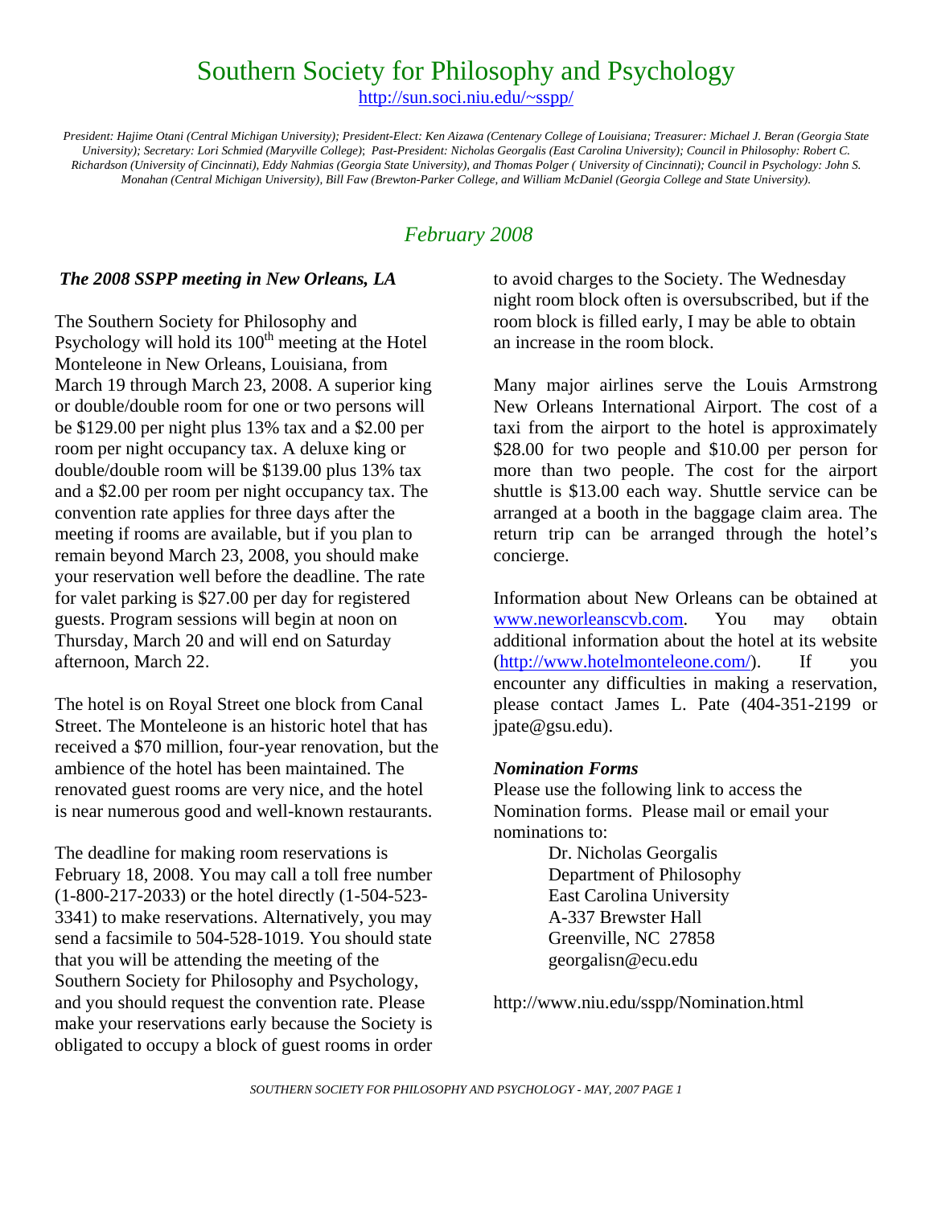# Southern Society for Philosophy and Psychology

http://sun.soci.niu.edu/~sspp/

*President: Hajime Otani (Central Michigan University); President-Elect: Ken Aizawa (Centenary College of Louisiana; Treasurer: Michael J. Beran (Georgia State University); Secretary: Lori Schmied (Maryville College); Past-President: Nicholas Georgalis (East Carolina University); Council in Philosophy: Robert C. Richardson (University of Cincinnati), Eddy Nahmias (Georgia State University), and Thomas Polger ( University of Cincinnati); Council in Psychology: John S. Monahan (Central Michigan University), Bill Faw (Brewton-Parker College, and William McDaniel (Georgia College and State University).*

## *February 2008*

### *The 2008 SSPP meeting in New Orleans, LA*

The Southern Society for Philosophy and Psychology will hold its 100th meeting at the Hotel Monteleone in New Orleans, Louisiana, from March 19 through March 23, 2008. A superior king or double/double room for one or two persons will be $129.00 per night plus 13% tax and a $2.00 per room per night occupancy tax. A deluxe king or double/double room will be $139.00 plus 13% tax and a $2.00 per room per night occupancy tax. The convention rate applies for three days after the meeting if rooms are available, but if you plan to remain beyond March 23, 2008, you should make your reservation well before the deadline. The rate for valet parking is $27.00 per day for registered guests. Program sessions will begin at noon on Thursday, March 20 and will end on Saturday afternoon, March 22.

The hotel is on Royal Street one block from Canal Street. The Monteleone is an historic hotel that has received a $70 million, four-year renovation, but the ambience of the hotel has been maintained. The renovated guest rooms are very nice, and the hotel is near numerous good and well-known restaurants.

The deadline for making room reservations is February 18, 2008. You may call a toll free number (1-800-217-2033) or the hotel directly (1-504-523-3341) to make reservations. Alternatively, you may send a facsimile to 504-528-1019. You should state that you will be attending the meeting of the Southern Society for Philosophy and Psychology, and you should request the convention rate. Please make your reservations early because the Society is obligated to occupy a block of guest rooms in order to avoid charges to the Society. The Wednesday night room block often is oversubscribed, but if the room block is filled early, I may be able to obtain an increase in the room block.

Many major airlines serve the Louis Armstrong New Orleans International Airport. The cost of a taxi from the airport to the hotel is approximately $28.00 for two people and $10.00 per person for more than two people. The cost for the airport shuttle is $13.00 each way. Shuttle service can be arranged at a booth in the baggage claim area. The return trip can be arranged through the hotel's concierge.

Information about New Orleans can be obtained at www.neworleanscvb.com. You may obtain additional information about the hotel at its website (http://www.hotelmonteleone.com/). If you encounter any difficulties in making a reservation, please contact James L. Pate (404-351-2199 or jpate@gsu.edu).

### *Nomination Forms*

Please use the following link to access the Nomination forms. Please mail or email your nominations to:

Dr. Nicholas Georgalis
Department of Philosophy
East Carolina University
A-337 Brewster Hall
Greenville, NC 27858
georgalisn@ecu.edu

http://www.niu.edu/sspp/Nomination.html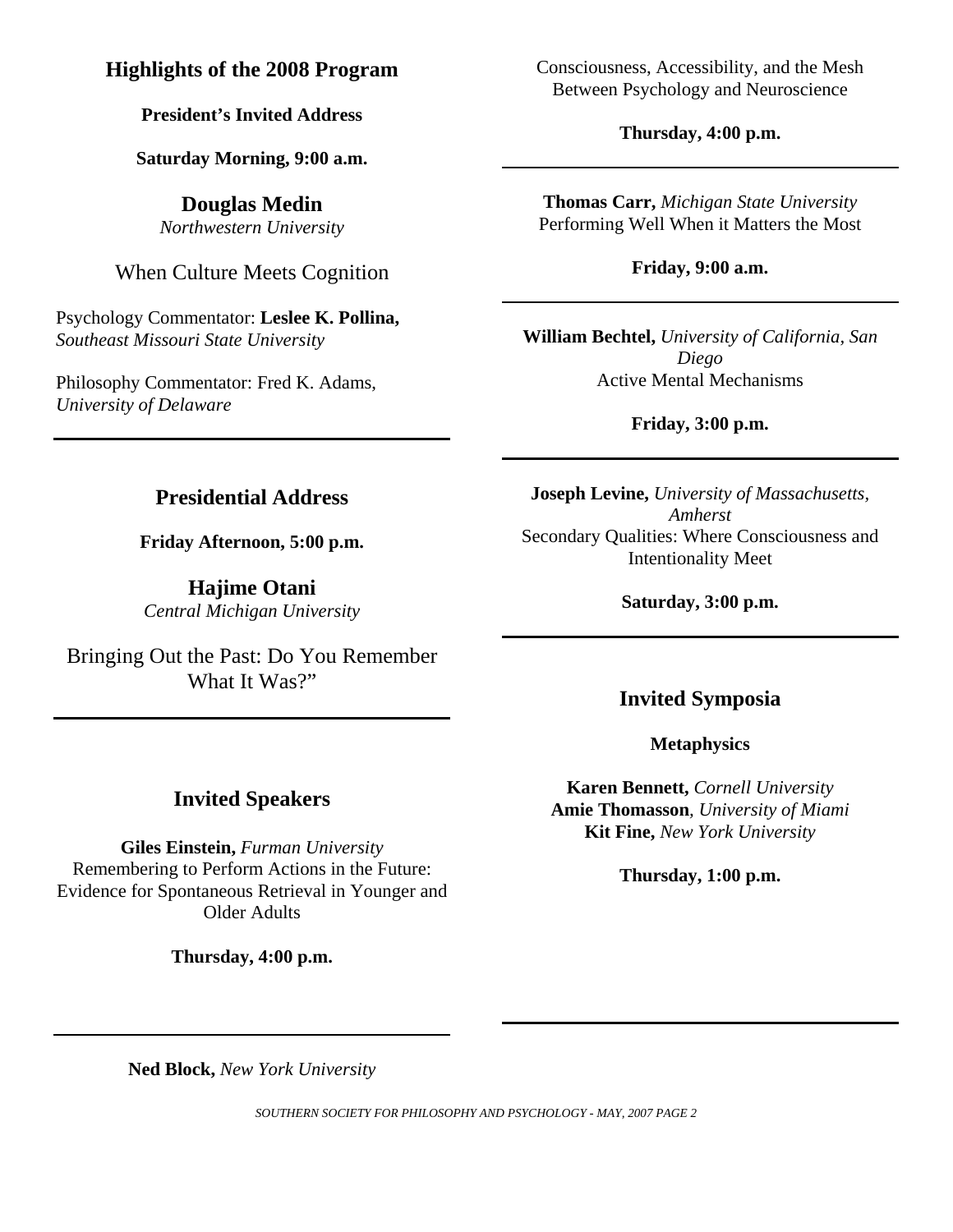## Highlights of the 2008 Program

**President's Invited Address**

**Saturday Morning, 9:00 a.m.**

**Douglas Medin**
*Northwestern University*

When Culture Meets Cognition

Psychology Commentator: **Leslee K. Pollina,** *Southeast Missouri State University*

Philosophy Commentator: Fred K. Adams, *University of Delaware*

---

## Presidential Address

**Friday Afternoon, 5:00 p.m.**

**Hajime Otani**
*Central Michigan University*

Bringing Out the Past: Do You Remember What It Was?"

---

## Invited Speakers

**Giles Einstein,** *Furman University*
Remembering to Perform Actions in the Future: Evidence for Spontaneous Retrieval in Younger and Older Adults

**Thursday, 4:00 p.m.**

---

**Ned Block,** *New York University*
Consciousness, Accessibility, and the Mesh Between Psychology and Neuroscience

**Thursday, 4:00 p.m.**

---

**Thomas Carr,** *Michigan State University*
Performing Well When it Matters the Most

**Friday, 9:00 a.m.**

---

**William Bechtel,** *University of California, San Diego*
Active Mental Mechanisms

**Friday, 3:00 p.m.**

---

**Joseph Levine,** *University of Massachusetts, Amherst*
Secondary Qualities: Where Consciousness and Intentionality Meet

**Saturday, 3:00 p.m.**

---

## Invited Symposia

**Metaphysics**

**Karen Bennett,** *Cornell University*
**Amie Thomasson**, *University of Miami*
**Kit Fine,** *New York University*

**Thursday, 1:00 p.m.**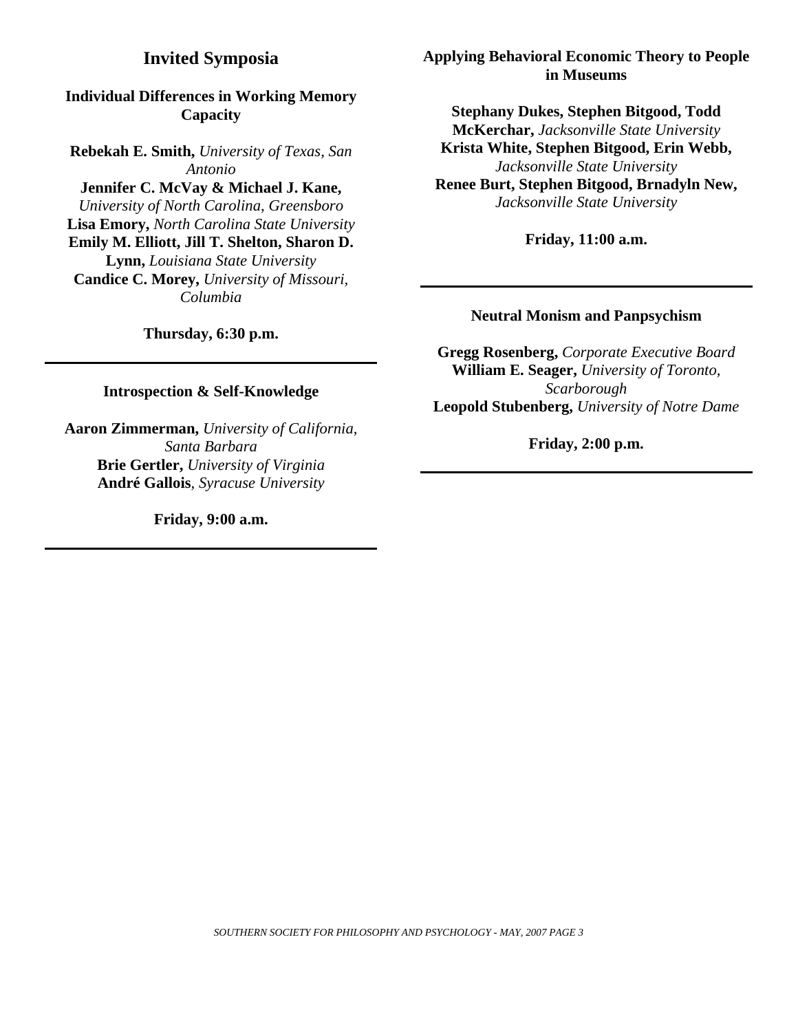## Invited Symposia

### Individual Differences in Working Memory Capacity

**Rebekah E. Smith,** *University of Texas, San Antonio*
**Jennifer C. McVay & Michael J. Kane,** *University of North Carolina, Greensboro*
**Lisa Emory,** *North Carolina State University*
**Emily M. Elliott, Jill T. Shelton, Sharon D. Lynn,** *Louisiana State University*
**Candice C. Morey,** *University of Missouri, Columbia*

**Thursday, 6:30 p.m.**

---

### Introspection & Self-Knowledge

**Aaron Zimmerman,** *University of California, Santa Barbara*
**Brie Gertler,** *University of Virginia*
**André Gallois**, *Syracuse University*

**Friday, 9:00 a.m.**

---

### Applying Behavioral Economic Theory to People in Museums

**Stephany Dukes, Stephen Bitgood, Todd McKerchar,** *Jacksonville State University*
**Krista White, Stephen Bitgood, Erin Webb,** *Jacksonville State University*
**Renee Burt, Stephen Bitgood, Brnadyln New,** *Jacksonville State University*

**Friday, 11:00 a.m.**

---

### Neutral Monism and Panpsychism

**Gregg Rosenberg,** *Corporate Executive Board*
**William E. Seager,** *University of Toronto, Scarborough*
**Leopold Stubenberg,** *University of Notre Dame*

**Friday, 2:00 p.m.**

---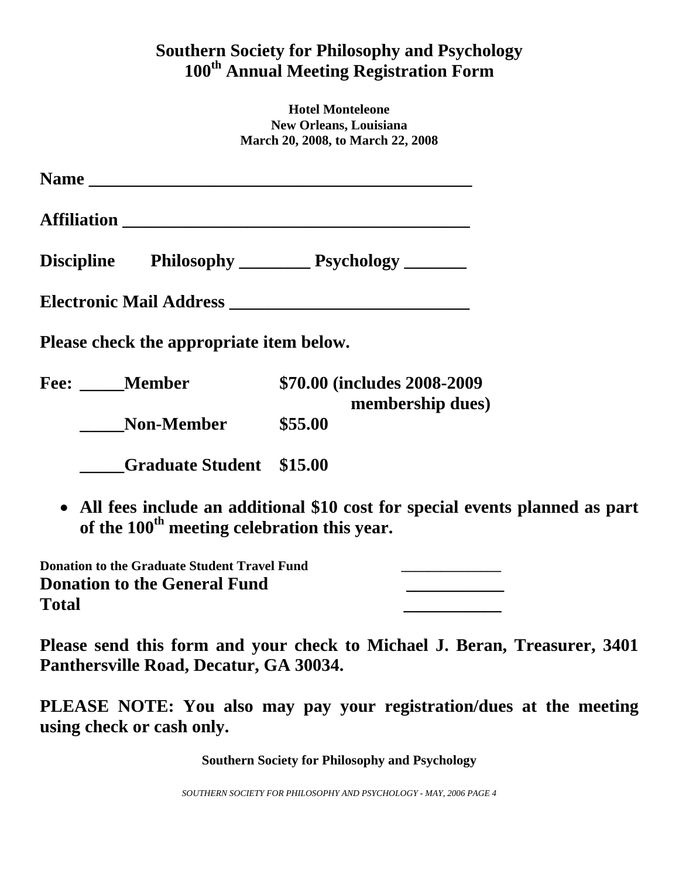# Southern Society for Philosophy and Psychology
# 100th Annual Meeting Registration Form

**Hotel Monteleone**
**New Orleans, Louisiana**
**March 20, 2008, to March 22, 2008**

**Name** ___________________________________________

**Affiliation** _______________________________________

**Discipline** **Philosophy** ________ **Psychology** _______

**Electronic Mail Address** ___________________________

**Please check the appropriate item below.**

**Fee:** _____**Member** **\$70.00 (includes 2008-2009 membership dues)**

_____**Non-Member** **\$55.00**

_____**Graduate Student** **\$15.00**

- **All fees include an additional \$10 cost for special events planned as part of the 100th meeting celebration this year.**

**Donation to the Graduate Student Travel Fund** ______________
**Donation to the General Fund** ___________
**Total** ___________

**Please send this form and your check to Michael J. Beran, Treasurer, 3401 Panthersville Road, Decatur, GA 30034.**

**PLEASE NOTE: You also may pay your registration/dues at the meeting using check or cash only.**

**Southern Society for Philosophy and Psychology**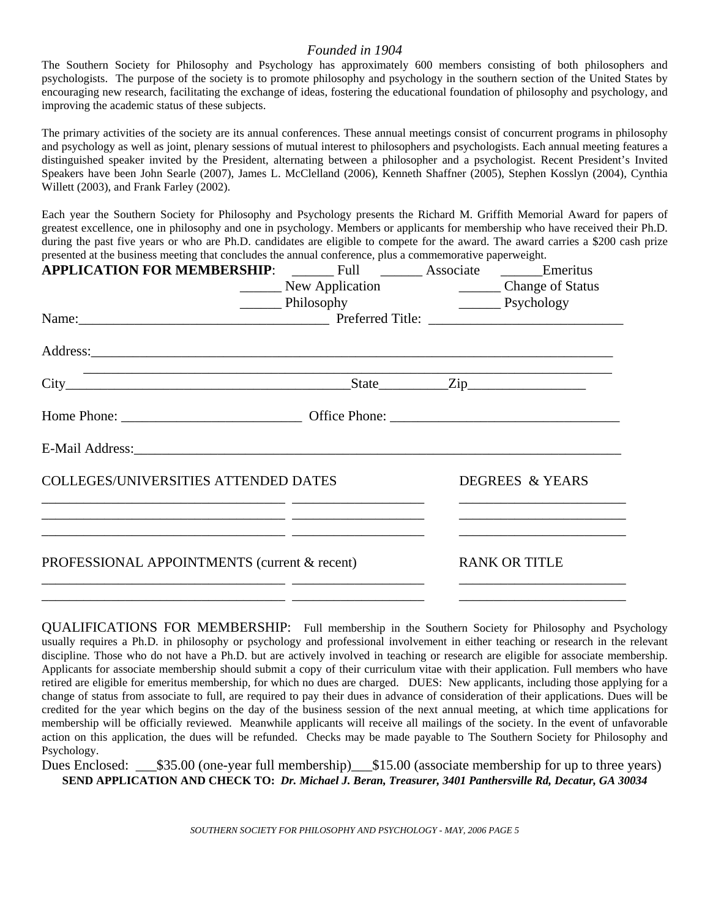*Founded in 1904*

The Southern Society for Philosophy and Psychology has approximately 600 members consisting of both philosophers and psychologists. The purpose of the society is to promote philosophy and psychology in the southern section of the United States by encouraging new research, facilitating the exchange of ideas, fostering the educational foundation of philosophy and psychology, and improving the academic status of these subjects.

The primary activities of the society are its annual conferences. These annual meetings consist of concurrent programs in philosophy and psychology as well as joint, plenary sessions of mutual interest to philosophers and psychologists. Each annual meeting features a distinguished speaker invited by the President, alternating between a philosopher and a psychologist. Recent President's Invited Speakers have been John Searle (2007), James L. McClelland (2006), Kenneth Shaffner (2005), Stephen Kosslyn (2004), Cynthia Willett (2003), and Frank Farley (2002).

Each year the Southern Society for Philosophy and Psychology presents the Richard M. Griffith Memorial Award for papers of greatest excellence, one in philosophy and one in psychology. Members or applicants for membership who have received their Ph.D. during the past five years or who are Ph.D. candidates are eligible to compete for the award. The award carries a $200 cash prize presented at the business meeting that concludes the annual conference, plus a commemorative paperweight.

**APPLICATION FOR MEMBERSHIP**: ______ Full ______ Associate ______Emeritus

______ New Application ______ Change of Status

______ Philosophy ______ Psychology

Name:____________________________________ Preferred Title: ____________________________

Address:___________________________________________________________________________

___________________________________________________________________________

City_________________________________________State__________Zip_________________

Home Phone: _________________________ Office Phone: ________________________________

E-Mail Address:_____________________________________________________________________

COLLEGES/UNIVERSITIES ATTENDED DATES DEGREES & YEARS

___________________________________ ___________________ ________________________

___________________________________ ___________________ ________________________

___________________________________ ___________________ ________________________

PROFESSIONAL APPOINTMENTS (current & recent) RANK OR TITLE

___________________________________ ___________________ ________________________

___________________________________ ___________________ ________________________

QUALIFICATIONS FOR MEMBERSHIP: Full membership in the Southern Society for Philosophy and Psychology usually requires a Ph.D. in philosophy or psychology and professional involvement in either teaching or research in the relevant discipline. Those who do not have a Ph.D. but are actively involved in teaching or research are eligible for associate membership. Applicants for associate membership should submit a copy of their curriculum vitae with their application. Full members who have retired are eligible for emeritus membership, for which no dues are charged. DUES: New applicants, including those applying for a change of status from associate to full, are required to pay their dues in advance of consideration of their applications. Dues will be credited for the year which begins on the day of the business session of the next annual meeting, at which time applications for membership will be officially reviewed. Meanwhile applicants will receive all mailings of the society. In the event of unfavorable action on this application, the dues will be refunded. Checks may be made payable to The Southern Society for Philosophy and Psychology.

Dues Enclosed: ___$35.00 (one-year full membership)___$15.00 (associate membership for up to three years)

**SEND APPLICATION AND CHECK TO:** ***Dr. Michael J. Beran, Treasurer, 3401 Panthersville Rd, Decatur, GA 30034***